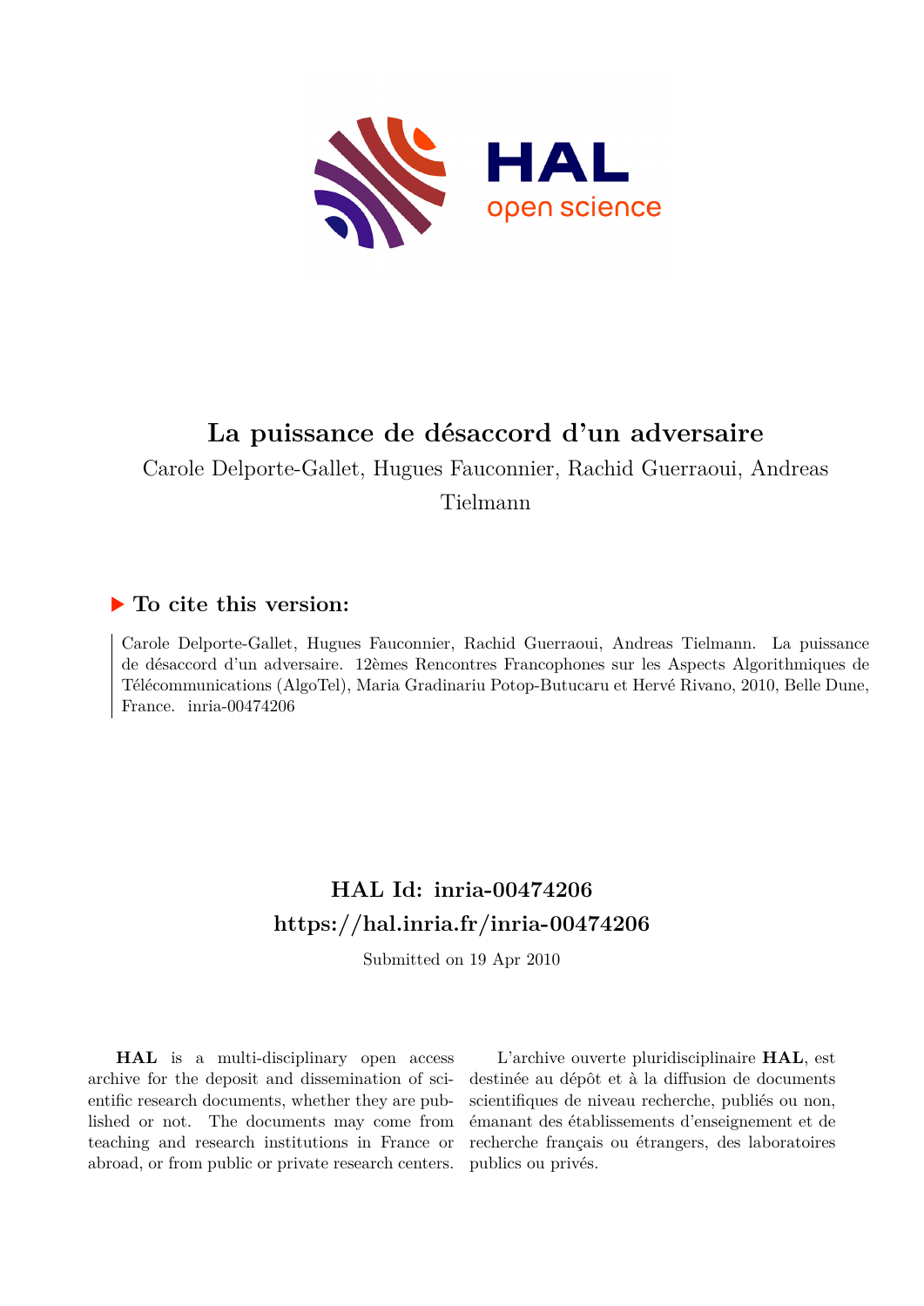# La puissance de désaccord d'un adversaire

Carole Delporte-Gallet, Hugues Fauconnier, Rachid Guerraoui, Andreas Tielmann

## ▶ To cite this version:

Carole Delporte-Gallet, Hugues Fauconnier, Rachid Guerraoui, Andreas Tielmann. La puissance de désaccord d'un adversaire. 12èmes Rencontres Francophones sur les Aspects Algorithmiques de Télécommunications (AlgoTel), Maria Gradinariu Potop-Butucaru et Hervé Rivano, 2010, Belle Dune, France. inria-00474206

## HAL Id: inria-00474206
## https://hal.inria.fr/inria-00474206

Submitted on 19 Apr 2010

**HAL** is a multi-disciplinary open access archive for the deposit and dissemination of scientific research documents, whether they are published or not. The documents may come from teaching and research institutions in France or abroad, or from public or private research centers.

L'archive ouverte pluridisciplinaire **HAL**, est destinée au dépôt et à la diffusion de documents scientifiques de niveau recherche, publiés ou non, émanant des établissements d'enseignement et de recherche français ou étrangers, des laboratoires publics ou privés.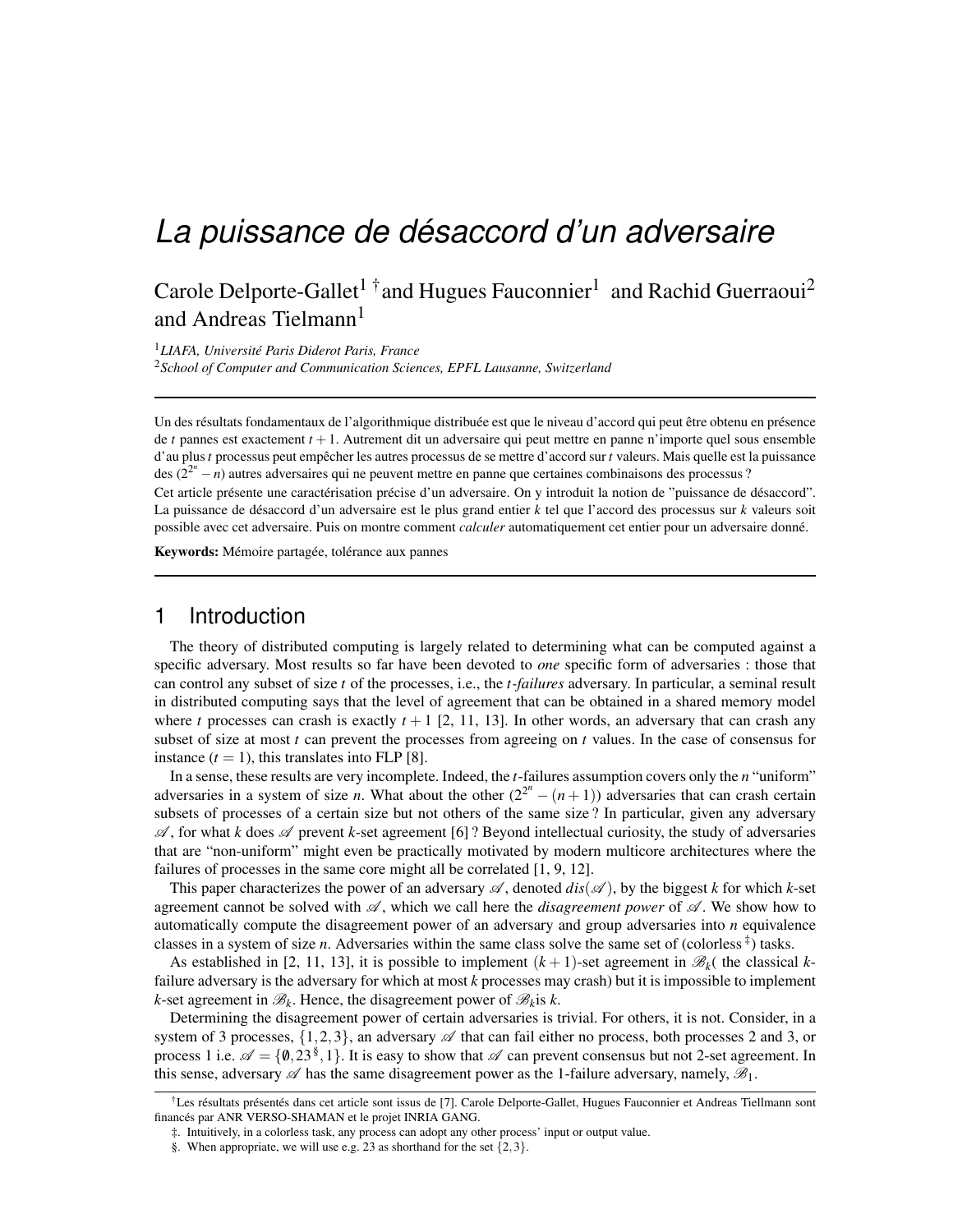# La puissance de désaccord d'un adversaire

Carole Delporte-Gallet[1 †] and Hugues Fauconnier[1] and Rachid Guerraoui[2] and Andreas Tielmann[1]

[1] *LIAFA, Université Paris Diderot Paris, France*
[2] *School of Computer and Communication Sciences, EPFL Lausanne, Switzerland*

---

Un des résultats fondamentaux de l'algorithmique distribuée est que le niveau d'accord qui peut être obtenu en présence de $t$ pannes est exactement $t+1$. Autrement dit un adversaire qui peut mettre en panne n'importe quel sous ensemble d'au plus $t$ processus peut empêcher les autres processus de se mettre d'accord sur $t$ valeurs. Mais quelle est la puissance des $(2^{2^n} - n)$ autres adversaires qui ne peuvent mettre en panne que certaines combinaisons des processus ?

Cet article présente une caractérisation précise d'un adversaire. On y introduit la notion de "puissance de désaccord". La puissance de désaccord d'un adversaire est le plus grand entier $k$ tel que l'accord des processus sur $k$ valeurs soit possible avec cet adversaire. Puis on montre comment *calculer* automatiquement cet entier pour un adversaire donné.

**Keywords:** Mémoire partagée, tolérance aux pannes

---

## 1 Introduction

The theory of distributed computing is largely related to determining what can be computed against a specific adversary. Most results so far have been devoted to *one* specific form of adversaries : those that can control any subset of size $t$ of the processes, i.e., the $t$*-failures* adversary. In particular, a seminal result in distributed computing says that the level of agreement that can be obtained in a shared memory model where $t$ processes can crash is exactly $t+1$ [2, 11, 13]. In other words, an adversary that can crash any subset of size at most $t$ can prevent the processes from agreeing on $t$ values. In the case of consensus for instance ($t = 1$), this translates into FLP [8].

In a sense, these results are very incomplete. Indeed, the $t$-failures assumption covers only the $n$ "uniform" adversaries in a system of size $n$. What about the other $(2^{2^n} - (n+1))$ adversaries that can crash certain subsets of processes of a certain size but not others of the same size ? In particular, given any adversary $\mathscr{A}$, for what $k$ does $\mathscr{A}$ prevent $k$-set agreement [6] ? Beyond intellectual curiosity, the study of adversaries that are "non-uniform" might even be practically motivated by modern multicore architectures where the failures of processes in the same core might all be correlated [1, 9, 12].

This paper characterizes the power of an adversary $\mathscr{A}$, denoted $dis(\mathscr{A})$, by the biggest $k$ for which $k$-set agreement cannot be solved with $\mathscr{A}$, which we call here the *disagreement power* of $\mathscr{A}$. We show how to automatically compute the disagreement power of an adversary and group adversaries into $n$ equivalence classes in a system of size $n$. Adversaries within the same class solve the same set of (colorless[‡]) tasks.

As established in [2, 11, 13], it is possible to implement $(k+1)$-set agreement in $\mathscr{B}_k$( the classical $k$-failure adversary is the adversary for which at most $k$ processes may crash) but it is impossible to implement $k$-set agreement in $\mathscr{B}_k$. Hence, the disagreement power of $\mathscr{B}_k$is $k$.

Determining the disagreement power of certain adversaries is trivial. For others, it is not. Consider, in a system of 3 processes, $\{1,2,3\}$, an adversary $\mathscr{A}$ that can fail either no process, both processes 2 and 3, or process 1 i.e. $\mathscr{A} = \{\emptyset, 23^{§}, 1\}$. It is easy to show that $\mathscr{A}$ can prevent consensus but not 2-set agreement. In this sense, adversary $\mathscr{A}$ has the same disagreement power as the 1-failure adversary, namely, $\mathscr{B}_1$.

---

† Les résultats présentés dans cet article sont issus de [7]. Carole Delporte-Gallet, Hugues Fauconnier et Andreas Tiellmann sont financés par ANR VERSO-SHAMAN et le projet INRIA GANG.

‡. Intuitively, in a colorless task, any process can adopt any other process' input or output value.

§. When appropriate, we will use e.g. 23 as shorthand for the set $\{2,3\}$.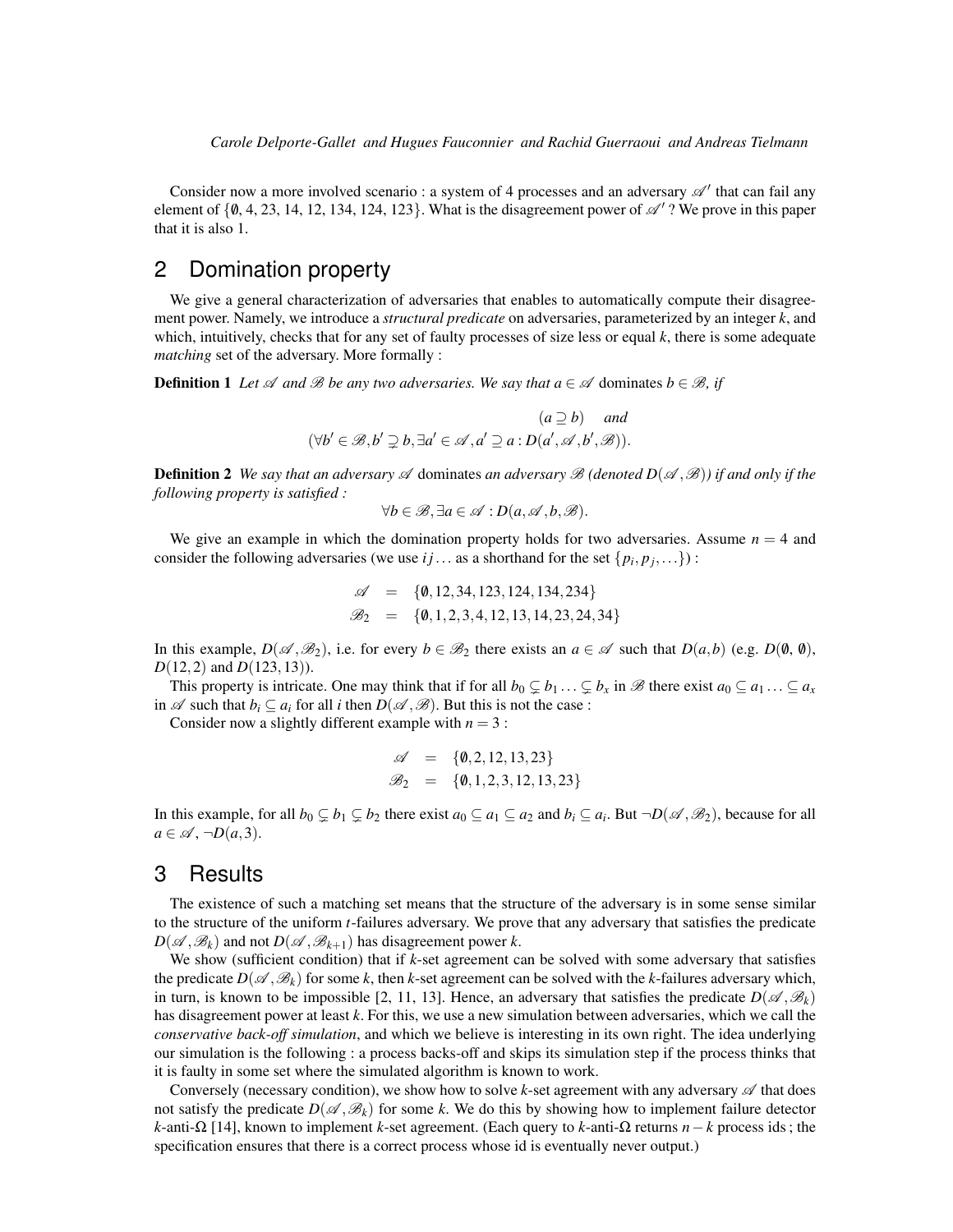Consider now a more involved scenario : a system of 4 processes and an adversary $\mathscr{A}'$ that can fail any element of $\{\emptyset, 4, 23, 14, 12, 134, 124, 123\}$. What is the disagreement power of $\mathscr{A}'$ ? We prove in this paper that it is also 1.

## 2 Domination property

We give a general characterization of adversaries that enables to automatically compute their disagreement power. Namely, we introduce a *structural predicate* on adversaries, parameterized by an integer $k$, and which, intuitively, checks that for any set of faulty processes of size less or equal $k$, there is some adequate *matching* set of the adversary. More formally :

**Definition 1** *Let $\mathscr{A}$ and $\mathscr{B}$ be any two adversaries. We say that $a \in \mathscr{A}$* dominates *$b \in \mathscr{B}$, if*

$$(a \supseteq b) \quad \text{and}$$
$$(\forall b' \in \mathscr{B}, b' \supsetneq b, \exists a' \in \mathscr{A}, a' \supseteq a : D(a', \mathscr{A}, b', \mathscr{B})).$$

**Definition 2** *We say that an adversary $\mathscr{A}$* dominates *an adversary $\mathscr{B}$ (denoted $D(\mathscr{A}, \mathscr{B})$) if and only if the following property is satisfied :*

$$\forall b \in \mathscr{B}, \exists a \in \mathscr{A} : D(a, \mathscr{A}, b, \mathscr{B}).$$

We give an example in which the domination property holds for two adversaries. Assume $n = 4$ and consider the following adversaries (we use $ij\ldots$ as a shorthand for the set $\{p_i, p_j, \ldots\}$) :

$$\begin{aligned}
\mathscr{A} &= \{\emptyset, 12, 34, 123, 124, 134, 234\} \\
\mathscr{B}_2 &= \{\emptyset, 1, 2, 3, 4, 12, 13, 14, 23, 24, 34\}
\end{aligned}$$

In this example, $D(\mathscr{A}, \mathscr{B}_2)$, i.e. for every $b \in \mathscr{B}_2$ there exists an $a \in \mathscr{A}$ such that $D(a, b)$ (e.g. $D(\emptyset, \emptyset)$, $D(12, 2)$ and $D(123, 13)$).

This property is intricate. One may think that if for all $b_0 \subsetneq b_1 \ldots \subsetneq b_x$ in $\mathscr{B}$ there exist $a_0 \subseteq a_1 \ldots \subseteq a_x$ in $\mathscr{A}$ such that $b_i \subseteq a_i$ for all $i$ then $D(\mathscr{A}, \mathscr{B})$. But this is not the case :

Consider now a slightly different example with $n = 3$ :

$$\begin{aligned}
\mathscr{A} &= \{\emptyset, 2, 12, 13, 23\} \\
\mathscr{B}_2 &= \{\emptyset, 1, 2, 3, 12, 13, 23\}
\end{aligned}$$

In this example, for all $b_0 \subsetneq b_1 \subsetneq b_2$ there exist $a_0 \subseteq a_1 \subseteq a_2$ and $b_i \subseteq a_i$. But $\neg D(\mathscr{A}, \mathscr{B}_2)$, because for all $a \in \mathscr{A}$, $\neg D(a, 3)$.

## 3 Results

The existence of such a matching set means that the structure of the adversary is in some sense similar to the structure of the uniform $t$-failures adversary. We prove that any adversary that satisfies the predicate $D(\mathscr{A}, \mathscr{B}_k)$ and not $D(\mathscr{A}, \mathscr{B}_{k+1})$ has disagreement power $k$.

We show (sufficient condition) that if $k$-set agreement can be solved with some adversary that satisfies the predicate $D(\mathscr{A}, \mathscr{B}_k)$ for some $k$, then $k$-set agreement can be solved with the $k$-failures adversary which, in turn, is known to be impossible [2, 11, 13]. Hence, an adversary that satisfies the predicate $D(\mathscr{A}, \mathscr{B}_k)$ has disagreement power at least $k$. For this, we use a new simulation between adversaries, which we call the *conservative back-off simulation*, and which we believe is interesting in its own right. The idea underlying our simulation is the following : a process backs-off and skips its simulation step if the process thinks that it is faulty in some set where the simulated algorithm is known to work.

Conversely (necessary condition), we show how to solve $k$-set agreement with any adversary $\mathscr{A}$ that does not satisfy the predicate $D(\mathscr{A}, \mathscr{B}_k)$ for some $k$. We do this by showing how to implement failure detector $k$-anti-$\Omega$ [14], known to implement $k$-set agreement. (Each query to $k$-anti-$\Omega$ returns $n-k$ process ids ; the specification ensures that there is a correct process whose id is eventually never output.)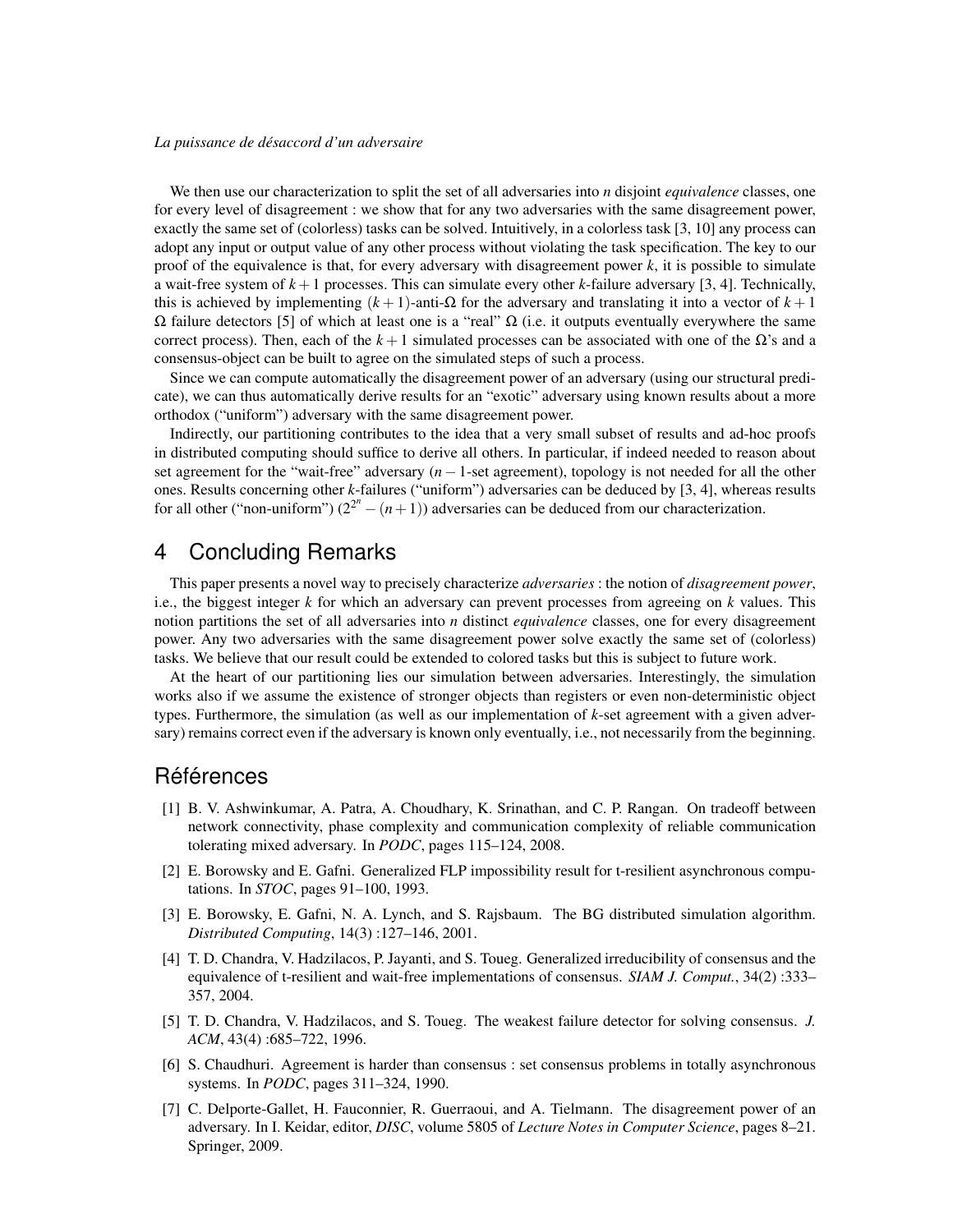We then use our characterization to split the set of all adversaries into $n$ disjoint *equivalence* classes, one for every level of disagreement : we show that for any two adversaries with the same disagreement power, exactly the same set of (colorless) tasks can be solved. Intuitively, in a colorless task [3, 10] any process can adopt any input or output value of any other process without violating the task specification. The key to our proof of the equivalence is that, for every adversary with disagreement power $k$, it is possible to simulate a wait-free system of $k+1$ processes. This can simulate every other $k$-failure adversary [3, 4]. Technically, this is achieved by implementing $(k+1)$-anti-$\Omega$ for the adversary and translating it into a vector of $k+1$ $\Omega$ failure detectors [5] of which at least one is a "real" $\Omega$ (i.e. it outputs eventually everywhere the same correct process). Then, each of the $k+1$ simulated processes can be associated with one of the $\Omega$'s and a consensus-object can be built to agree on the simulated steps of such a process.

Since we can compute automatically the disagreement power of an adversary (using our structural predicate), we can thus automatically derive results for an "exotic" adversary using known results about a more orthodox ("uniform") adversary with the same disagreement power.

Indirectly, our partitioning contributes to the idea that a very small subset of results and ad-hoc proofs in distributed computing should suffice to derive all others. In particular, if indeed needed to reason about set agreement for the "wait-free" adversary ($n-1$-set agreement), topology is not needed for all the other ones. Results concerning other $k$-failures ("uniform") adversaries can be deduced by [3, 4], whereas results for all other ("non-uniform") ($2^{2^n}-(n+1)$) adversaries can be deduced from our characterization.

# 4 Concluding Remarks

This paper presents a novel way to precisely characterize *adversaries* : the notion of *disagreement power*, i.e., the biggest integer $k$ for which an adversary can prevent processes from agreeing on $k$ values. This notion partitions the set of all adversaries into $n$ distinct *equivalence* classes, one for every disagreement power. Any two adversaries with the same disagreement power solve exactly the same set of (colorless) tasks. We believe that our result could be extended to colored tasks but this is subject to future work.

At the heart of our partitioning lies our simulation between adversaries. Interestingly, the simulation works also if we assume the existence of stronger objects than registers or even non-deterministic object types. Furthermore, the simulation (as well as our implementation of $k$-set agreement with a given adversary) remains correct even if the adversary is known only eventually, i.e., not necessarily from the beginning.

# Références

[1] B. V. Ashwinkumar, A. Patra, A. Choudhary, K. Srinathan, and C. P. Rangan. On tradeoff between network connectivity, phase complexity and communication complexity of reliable communication tolerating mixed adversary. In *PODC*, pages 115–124, 2008.

[2] E. Borowsky and E. Gafni. Generalized FLP impossibility result for t-resilient asynchronous computations. In *STOC*, pages 91–100, 1993.

[3] E. Borowsky, E. Gafni, N. A. Lynch, and S. Rajsbaum. The BG distributed simulation algorithm. *Distributed Computing*, 14(3) :127–146, 2001.

[4] T. D. Chandra, V. Hadzilacos, P. Jayanti, and S. Toueg. Generalized irreducibility of consensus and the equivalence of t-resilient and wait-free implementations of consensus. *SIAM J. Comput.*, 34(2) :333–357, 2004.

[5] T. D. Chandra, V. Hadzilacos, and S. Toueg. The weakest failure detector for solving consensus. *J. ACM*, 43(4) :685–722, 1996.

[6] S. Chaudhuri. Agreement is harder than consensus : set consensus problems in totally asynchronous systems. In *PODC*, pages 311–324, 1990.

[7] C. Delporte-Gallet, H. Fauconnier, R. Guerraoui, and A. Tielmann. The disagreement power of an adversary. In I. Keidar, editor, *DISC*, volume 5805 of *Lecture Notes in Computer Science*, pages 8–21. Springer, 2009.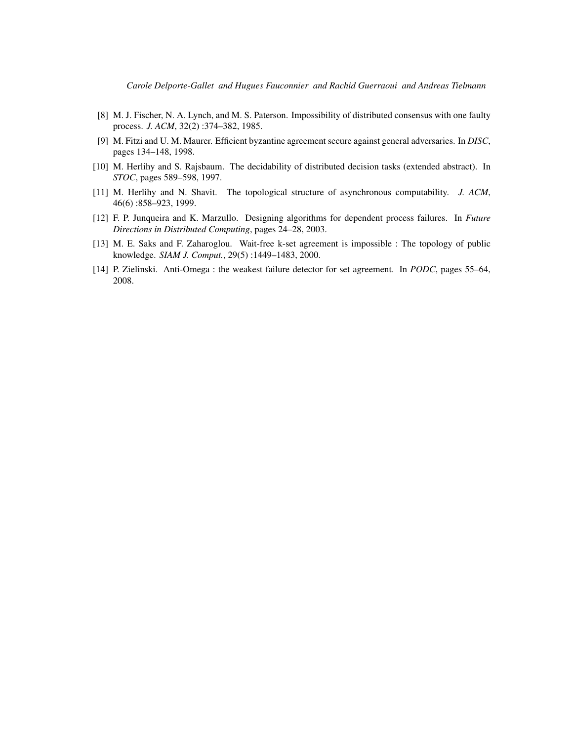[8] M. J. Fischer, N. A. Lynch, and M. S. Paterson. Impossibility of distributed consensus with one faulty process. *J. ACM*, 32(2) :374–382, 1985.

[9] M. Fitzi and U. M. Maurer. Efficient byzantine agreement secure against general adversaries. In *DISC*, pages 134–148, 1998.

[10] M. Herlihy and S. Rajsbaum. The decidability of distributed decision tasks (extended abstract). In *STOC*, pages 589–598, 1997.

[11] M. Herlihy and N. Shavit. The topological structure of asynchronous computability. *J. ACM*, 46(6) :858–923, 1999.

[12] F. P. Junqueira and K. Marzullo. Designing algorithms for dependent process failures. In *Future Directions in Distributed Computing*, pages 24–28, 2003.

[13] M. E. Saks and F. Zaharoglou. Wait-free k-set agreement is impossible : The topology of public knowledge. *SIAM J. Comput.*, 29(5) :1449–1483, 2000.

[14] P. Zielinski. Anti-Omega : the weakest failure detector for set agreement. In *PODC*, pages 55–64, 2008.